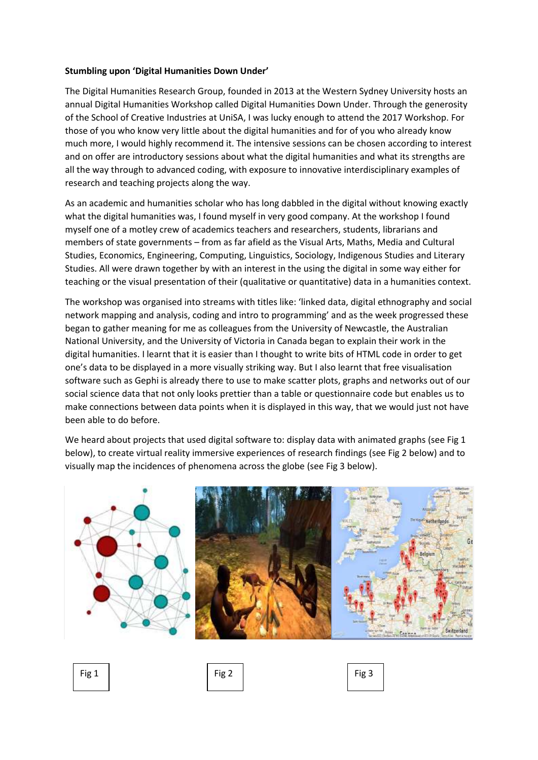**Stumbling upon 'Digital Humanities Down Under'**

The Digital Humanities Research Group, founded in 2013 at the Western Sydney University hosts an annual Digital Humanities Workshop called Digital Humanities Down Under. Through the generosity of the School of Creative Industries at UniSA, I was lucky enough to attend the 2017 Workshop. For those of you who know very little about the digital humanities and for of you who already know much more, I would highly recommend it. The intensive sessions can be chosen according to interest and on offer are introductory sessions about what the digital humanities and what its strengths are all the way through to advanced coding, with exposure to innovative interdisciplinary examples of research and teaching projects along the way.

As an academic and humanities scholar who has long dabbled in the digital without knowing exactly what the digital humanities was, I found myself in very good company. At the workshop I found myself one of a motley crew of academics teachers and researchers, students, librarians and members of state governments – from as far afield as the Visual Arts, Maths, Media and Cultural Studies, Economics, Engineering, Computing, Linguistics, Sociology, Indigenous Studies and Literary Studies. All were drawn together by with an interest in the using the digital in some way either for teaching or the visual presentation of their (qualitative or quantitative) data in a humanities context.

The workshop was organised into streams with titles like: 'linked data, digital ethnography and social network mapping and analysis, coding and intro to programming' and as the week progressed these began to gather meaning for me as colleagues from the University of Newcastle, the Australian National University, and the University of Victoria in Canada began to explain their work in the digital humanities. I learnt that it is easier than I thought to write bits of HTML code in order to get one's data to be displayed in a more visually striking way. But I also learnt that free visualisation software such as Gephi is already there to use to make scatter plots, graphs and networks out of our social science data that not only looks prettier than a table or questionnaire code but enables us to make connections between data points when it is displayed in this way, that we would just not have been able to do before.

We heard about projects that used digital software to: display data with animated graphs (see Fig 1 below), to create virtual reality immersive experiences of research findings (see Fig 2 below) and to visually map the incidences of phenomena across the globe (see Fig 3 below).

Fig 1

Fig 2

Fig 3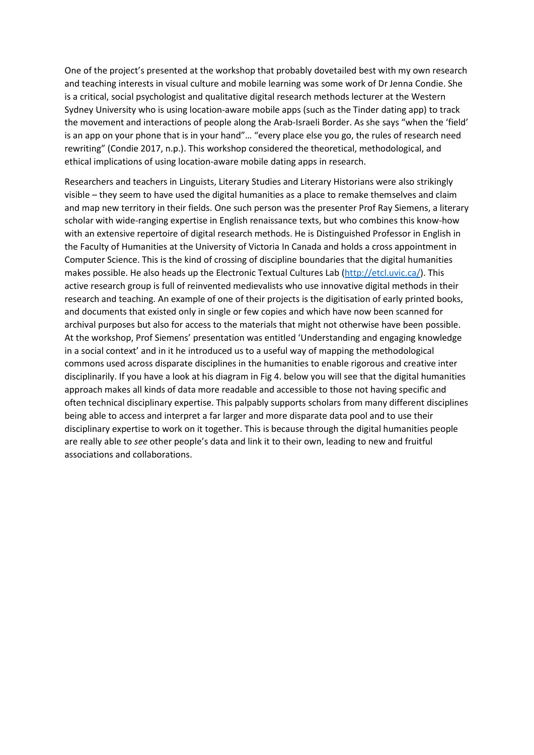One of the project's presented at the workshop that probably dovetailed best with my own research and teaching interests in visual culture and mobile learning was some work of Dr Jenna Condie. She is a critical, social psychologist and qualitative digital research methods lecturer at the Western Sydney University who is using location-aware mobile apps (such as the Tinder dating app) to track the movement and interactions of people along the Arab-Israeli Border. As she says "when the 'field' is an app on your phone that is in your hand"… "every place else you go, the rules of research need rewriting" (Condie 2017, n.p.). This workshop considered the theoretical, methodological, and ethical implications of using location-aware mobile dating apps in research.

Researchers and teachers in Linguists, Literary Studies and Literary Historians were also strikingly visible – they seem to have used the digital humanities as a place to remake themselves and claim and map new territory in their fields. One such person was the presenter Prof Ray Siemens, a literary scholar with wide-ranging expertise in English renaissance texts, but who combines this know-how with an extensive repertoire of digital research methods. He is Distinguished Professor in English in the Faculty of Humanities at the University of Victoria In Canada and holds a cross appointment in Computer Science. This is the kind of crossing of discipline boundaries that the digital humanities makes possible. He also heads up the Electronic Textual Cultures Lab ([http://etcl.uvic.ca/](http://etcl.uvic.ca/)). This active research group is full of reinvented medievalists who use innovative digital methods in their research and teaching. An example of one of their projects is the digitisation of early printed books, and documents that existed only in single or few copies and which have now been scanned for archival purposes but also for access to the materials that might not otherwise have been possible. At the workshop, Prof Siemens' presentation was entitled 'Understanding and engaging knowledge in a social context' and in it he introduced us to a useful way of mapping the methodological commons used across disparate disciplines in the humanities to enable rigorous and creative inter disciplinarily. If you have a look at his diagram in Fig 4. below you will see that the digital humanities approach makes all kinds of data more readable and accessible to those not having specific and often technical disciplinary expertise. This palpably supports scholars from many different disciplines being able to access and interpret a far larger and more disparate data pool and to use their disciplinary expertise to work on it together. This is because through the digital humanities people are really able to *see* other people's data and link it to their own, leading to new and fruitful associations and collaborations.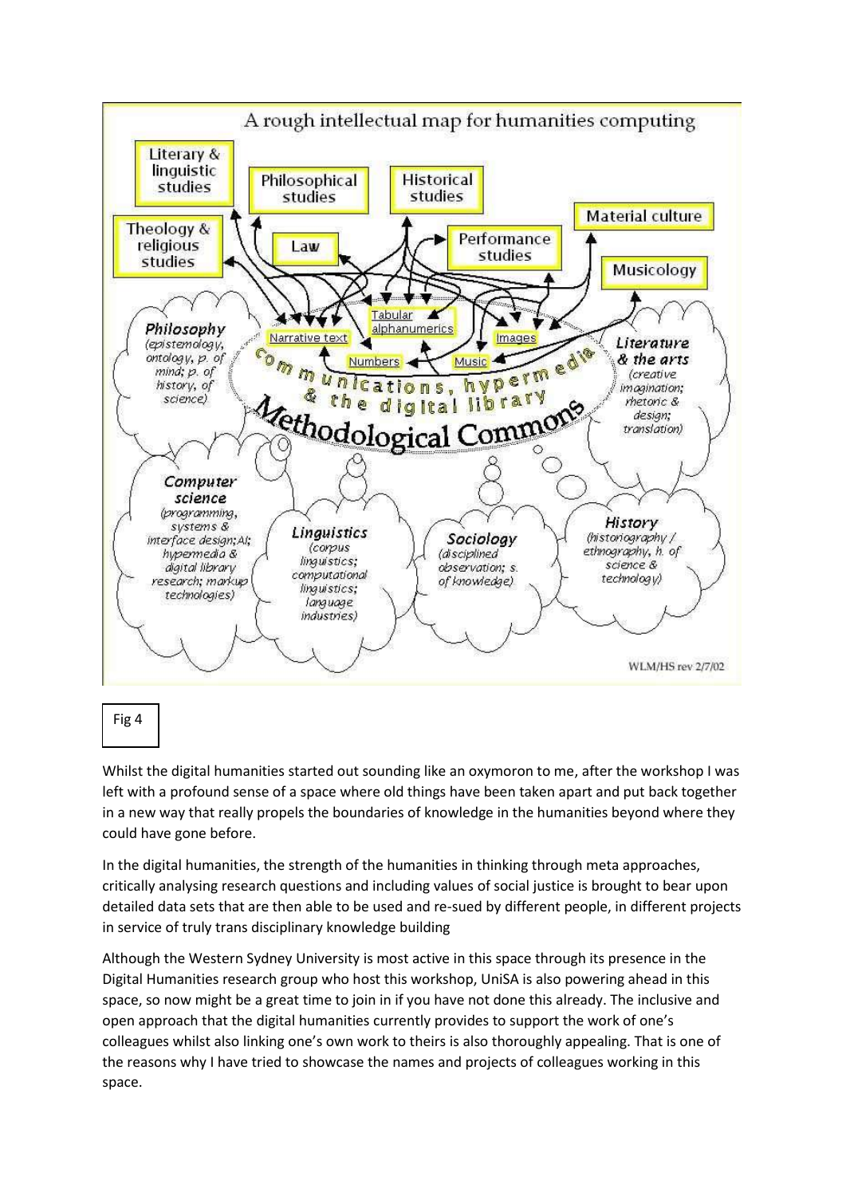Fig 4

Whilst the digital humanities started out sounding like an oxymoron to me, after the workshop I was left with a profound sense of a space where old things have been taken apart and put back together in a new way that really propels the boundaries of knowledge in the humanities beyond where they could have gone before.

In the digital humanities, the strength of the humanities in thinking through meta approaches, critically analysing research questions and including values of social justice is brought to bear upon detailed data sets that are then able to be used and re-sued by different people, in different projects in service of truly trans disciplinary knowledge building

Although the Western Sydney University is most active in this space through its presence in the Digital Humanities research group who host this workshop, UniSA is also powering ahead in this space, so now might be a great time to join in if you have not done this already. The inclusive and open approach that the digital humanities currently provides to support the work of one's colleagues whilst also linking one's own work to theirs is also thoroughly appealing. That is one of the reasons why I have tried to showcase the names and projects of colleagues working in this space.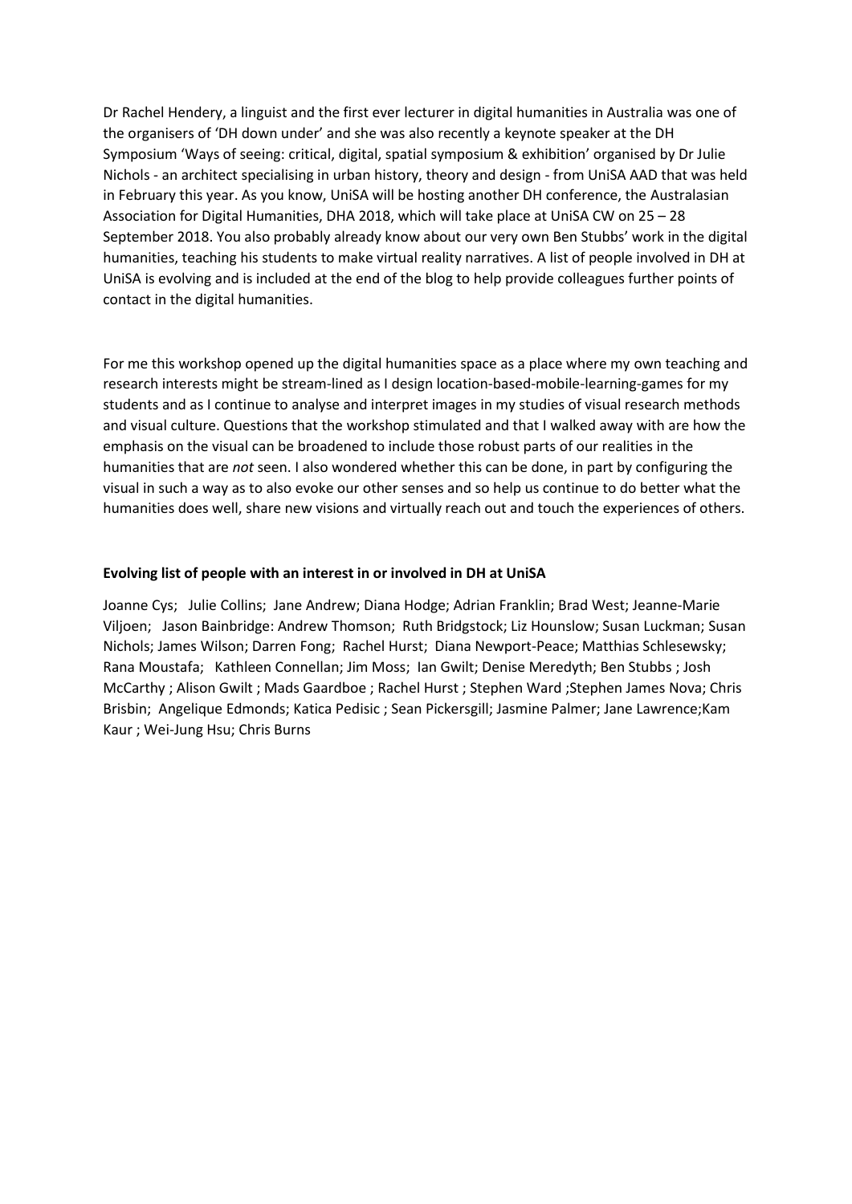Dr Rachel Hendery, a linguist and the first ever lecturer in digital humanities in Australia was one of the organisers of 'DH down under' and she was also recently a keynote speaker at the DH Symposium 'Ways of seeing: critical, digital, spatial symposium & exhibition' organised by Dr Julie Nichols - an architect specialising in urban history, theory and design - from UniSA AAD that was held in February this year. As you know, UniSA will be hosting another DH conference, the Australasian Association for Digital Humanities, DHA 2018, which will take place at UniSA CW on 25 – 28 September 2018. You also probably already know about our very own Ben Stubbs' work in the digital humanities, teaching his students to make virtual reality narratives. A list of people involved in DH at UniSA is evolving and is included at the end of the blog to help provide colleagues further points of contact in the digital humanities.

For me this workshop opened up the digital humanities space as a place where my own teaching and research interests might be stream-lined as I design location-based-mobile-learning-games for my students and as I continue to analyse and interpret images in my studies of visual research methods and visual culture. Questions that the workshop stimulated and that I walked away with are how the emphasis on the visual can be broadened to include those robust parts of our realities in the humanities that are *not* seen. I also wondered whether this can be done, in part by configuring the visual in such a way as to also evoke our other senses and so help us continue to do better what the humanities does well, share new visions and virtually reach out and touch the experiences of others.

**Evolving list of people with an interest in or involved in DH at UniSA**

Joanne Cys; Julie Collins; Jane Andrew; Diana Hodge; Adrian Franklin; Brad West; Jeanne-Marie Viljoen; Jason Bainbridge: Andrew Thomson; Ruth Bridgstock; Liz Hounslow; Susan Luckman; Susan Nichols; James Wilson; Darren Fong; Rachel Hurst; Diana Newport-Peace; Matthias Schlesewsky; Rana Moustafa; Kathleen Connellan; Jim Moss; Ian Gwilt; Denise Meredyth; Ben Stubbs ; Josh McCarthy ; Alison Gwilt ; Mads Gaardboe ; Rachel Hurst ; Stephen Ward ;Stephen James Nova; Chris Brisbin; Angelique Edmonds; Katica Pedisic ; Sean Pickersgill; Jasmine Palmer; Jane Lawrence;Kam Kaur ; Wei-Jung Hsu; Chris Burns